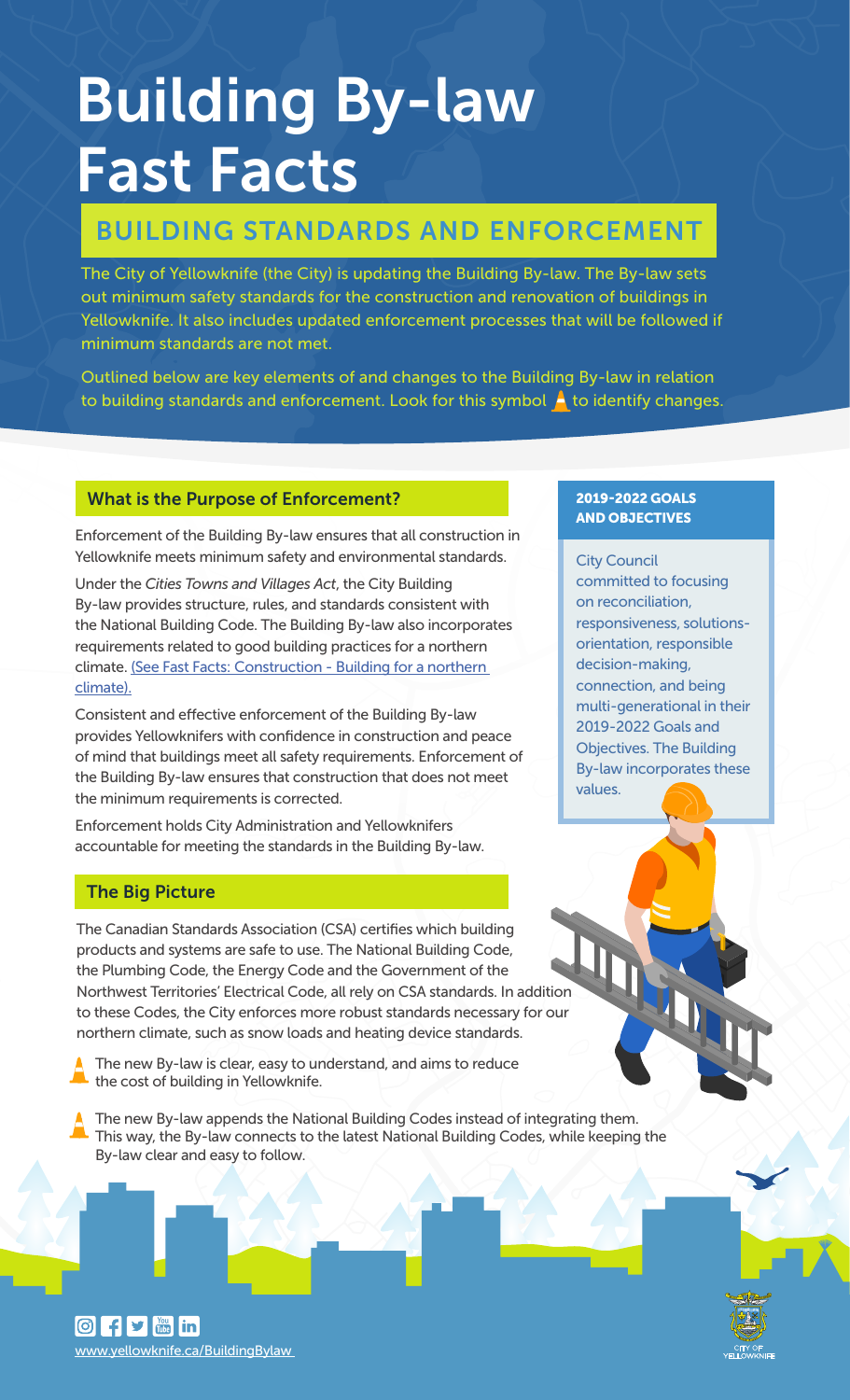# Building By-law Fast Facts

## BUILDING STANDARDS AND ENFORCEMENT

The City of Yellowknife (the City) is updating the Building By-law. The By-law sets out minimum safety standards for the construction and renovation of buildings in Yellowknife. It also includes updated enforcement processes that will be followed if minimum standards are not met.

Outlined below are key elements of and changes to the Building By-law in relation to building standards and enforcement. Look for this symbol to identify changes.

### What is the Purpose of Enforcement?

Enforcement of the Building By-law ensures that all construction in Yellowknife meets minimum safety and environmental standards.

Under the *Cities Towns and Villages Act*, the City Building By-law provides structure, rules, and standards consistent with the National Building Code. The Building By-law also incorporates requirements related to good building practices for a northern climate. (See Fast Facts: Construction - Building for a northern climate).

Consistent and effective enforcement of the Building By-law provides Yellowknifers with confidence in construction and peace of mind that buildings meet all safety requirements. Enforcement of the Building By-law ensures that construction that does not meet the minimum requirements is corrected.

Enforcement holds City Administration and Yellowknifers accountable for meeting the standards in the Building By-law.

### 2019-2022 GOALS AND OBJECTIVES

City Council committed to focusing on reconciliation, responsiveness, solutions-orientation, responsible decision-making, connection, and being multi-generational in their 2019-2022 Goals and Objectives. The Building By-law incorporates these values.

### The Big Picture

The Canadian Standards Association (CSA) certifies which building products and systems are safe to use. The National Building Code, the Plumbing Code, the Energy Code and the Government of the Northwest Territories' Electrical Code, all rely on CSA standards. In addition to these Codes, the City enforces more robust standards necessary for our northern climate, such as snow loads and heating device standards.

- The new By-law is clear, easy to understand, and aims to reduce the cost of building in Yellowknife.
- The new By-law appends the National Building Codes instead of integrating them. This way, the By-law connects to the latest National Building Codes, while keeping the By-law clear and easy to follow.

www.yellowknife.ca/BuildingBylaw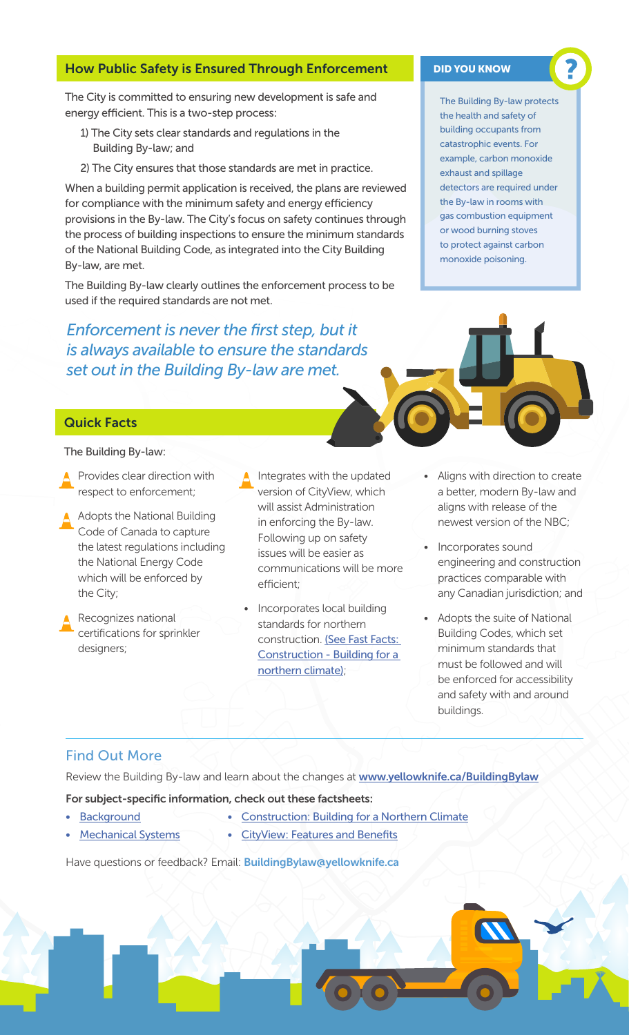## How Public Safety is Ensured Through Enforcement

The City is committed to ensuring new development is safe and energy efficient. This is a two-step process:

1) The City sets clear standards and regulations in the Building By-law; and

2) The City ensures that those standards are met in practice.

When a building permit application is received, the plans are reviewed for compliance with the minimum safety and energy efficiency provisions in the By-law. The City's focus on safety continues through the process of building inspections to ensure the minimum standards of the National Building Code, as integrated into the City Building By-law, are met.

The Building By-law clearly outlines the enforcement process to be used if the required standards are not met.

*Enforcement is never the first step, but it is always available to ensure the standards set out in the Building By-law are met.*

### DID YOU KNOW

The Building By-law protects the health and safety of building occupants from catastrophic events. For example, carbon monoxide exhaust and spillage detectors are required under the By-law in rooms with gas combustion equipment or wood burning stoves to protect against carbon monoxide poisoning.

## Quick Facts

The Building By-law:

- Provides clear direction with respect to enforcement;
- Adopts the National Building Code of Canada to capture the latest regulations including the National Energy Code which will be enforced by the City;
- Recognizes national certifications for sprinkler designers;
- Integrates with the updated version of CityView, which will assist Administration in enforcing the By-law. Following up on safety issues will be easier as communications will be more efficient;
- Incorporates local building standards for northern construction. [(See Fast Facts: Construction - Building for a northern climate)];
- Aligns with direction to create a better, modern By-law and aligns with release of the newest version of the NBC;
- Incorporates sound engineering and construction practices comparable with any Canadian jurisdiction; and
- Adopts the suite of National Building Codes, which set minimum standards that must be followed and will be enforced for accessibility and safety with and around buildings.

## Find Out More

Review the Building By-law and learn about the changes at **www.yellowknife.ca/BuildingBylaw**

**For subject-specific information, check out these factsheets:**

- Background
- Mechanical Systems
- Construction: Building for a Northern Climate
- CityView: Features and Benefits

Have questions or feedback? Email: **BuildingBylaw@yellowknife.ca**